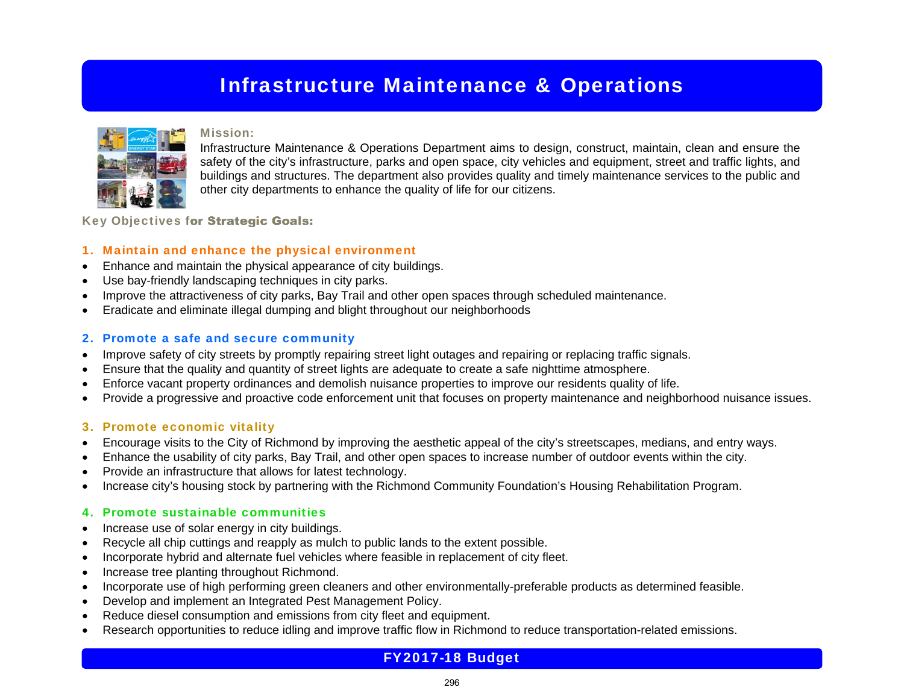# Infrastructure Maintenance & Operations

**Mission:**

Infrastructure Maintenance & Operations Department aims to design, construct, maintain, clean and ensure the safety of the city's infrastructure, parks and open space, city vehicles and equipment, street and traffic lights, and buildings and structures. The department also provides quality and timely maintenance services to the public and other city departments to enhance the quality of life for our citizens.

**Key Objectives for Strategic Goals:**

### 1. Maintain and enhance the physical environment

- Enhance and maintain the physical appearance of city buildings.
- Use bay-friendly landscaping techniques in city parks.
- Improve the attractiveness of city parks, Bay Trail and other open spaces through scheduled maintenance.
- Eradicate and eliminate illegal dumping and blight throughout our neighborhoods

### 2. Promote a safe and secure community

- Improve safety of city streets by promptly repairing street light outages and repairing or replacing traffic signals.
- Ensure that the quality and quantity of street lights are adequate to create a safe nighttime atmosphere.
- Enforce vacant property ordinances and demolish nuisance properties to improve our residents quality of life.
- Provide a progressive and proactive code enforcement unit that focuses on property maintenance and neighborhood nuisance issues.

### 3. Promote economic vitality

- Encourage visits to the City of Richmond by improving the aesthetic appeal of the city's streetscapes, medians, and entry ways.
- Enhance the usability of city parks, Bay Trail, and other open spaces to increase number of outdoor events within the city.
- Provide an infrastructure that allows for latest technology.
- Increase city's housing stock by partnering with the Richmond Community Foundation's Housing Rehabilitation Program.

### 4. Promote sustainable communities

- Increase use of solar energy in city buildings.
- Recycle all chip cuttings and reapply as mulch to public lands to the extent possible.
- Incorporate hybrid and alternate fuel vehicles where feasible in replacement of city fleet.
- Increase tree planting throughout Richmond.
- Incorporate use of high performing green cleaners and other environmentally-preferable products as determined feasible.
- Develop and implement an Integrated Pest Management Policy.
- Reduce diesel consumption and emissions from city fleet and equipment.
- Research opportunities to reduce idling and improve traffic flow in Richmond to reduce transportation-related emissions.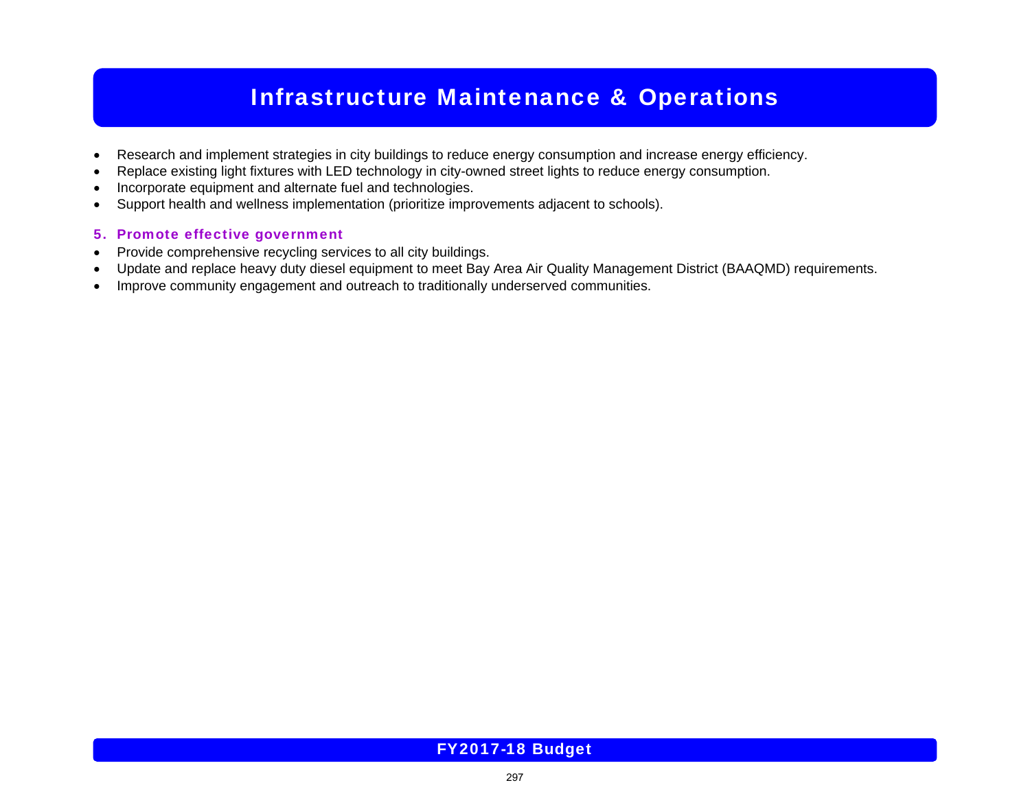# Infrastructure Maintenance & Operations

- Research and implement strategies in city buildings to reduce energy consumption and increase energy efficiency.
- Replace existing light fixtures with LED technology in city-owned street lights to reduce energy consumption.
- Incorporate equipment and alternate fuel and technologies.
- Support health and wellness implementation (prioritize improvements adjacent to schools).

### 5. Promote effective government

- Provide comprehensive recycling services to all city buildings.
- Update and replace heavy duty diesel equipment to meet Bay Area Air Quality Management District (BAAQMD) requirements.
- Improve community engagement and outreach to traditionally underserved communities.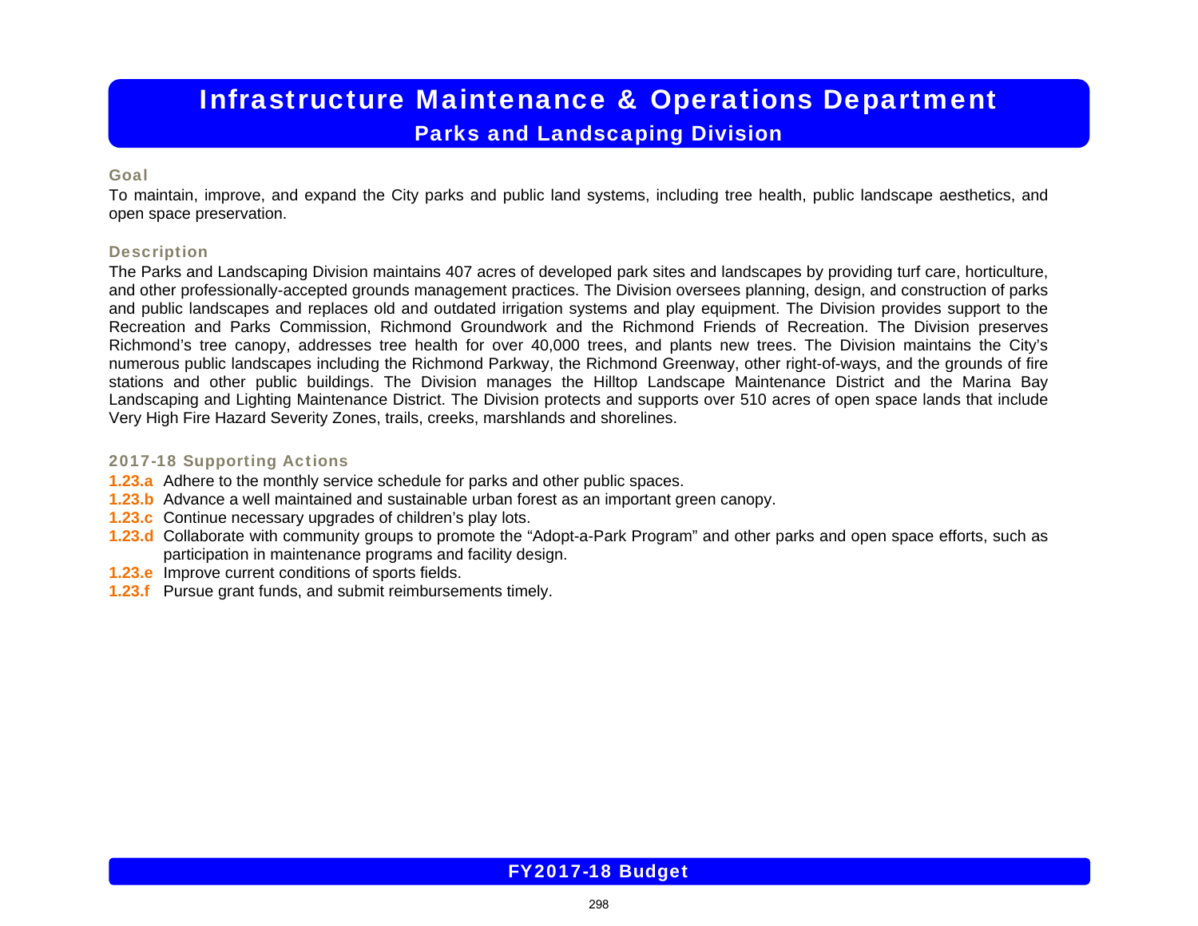# Infrastructure Maintenance & Operations Department

## Parks and Landscaping Division

### Goal

To maintain, improve, and expand the City parks and public land systems, including tree health, public landscape aesthetics, and open space preservation.

### Description

The Parks and Landscaping Division maintains 407 acres of developed park sites and landscapes by providing turf care, horticulture, and other professionally-accepted grounds management practices. The Division oversees planning, design, and construction of parks and public landscapes and replaces old and outdated irrigation systems and play equipment. The Division provides support to the Recreation and Parks Commission, Richmond Groundwork and the Richmond Friends of Recreation. The Division preserves Richmond's tree canopy, addresses tree health for over 40,000 trees, and plants new trees. The Division maintains the City's numerous public landscapes including the Richmond Parkway, the Richmond Greenway, other right-of-ways, and the grounds of fire stations and other public buildings. The Division manages the Hilltop Landscape Maintenance District and the Marina Bay Landscaping and Lighting Maintenance District. The Division protects and supports over 510 acres of open space lands that include Very High Fire Hazard Severity Zones, trails, creeks, marshlands and shorelines.

### 2017-18 Supporting Actions

- **1.23.a** Adhere to the monthly service schedule for parks and other public spaces.
- **1.23.b** Advance a well maintained and sustainable urban forest as an important green canopy.
- **1.23.c** Continue necessary upgrades of children's play lots.
- **1.23.d** Collaborate with community groups to promote the "Adopt-a-Park Program" and other parks and open space efforts, such as participation in maintenance programs and facility design.
- **1.23.e** Improve current conditions of sports fields.
- **1.23.f** Pursue grant funds, and submit reimbursements timely.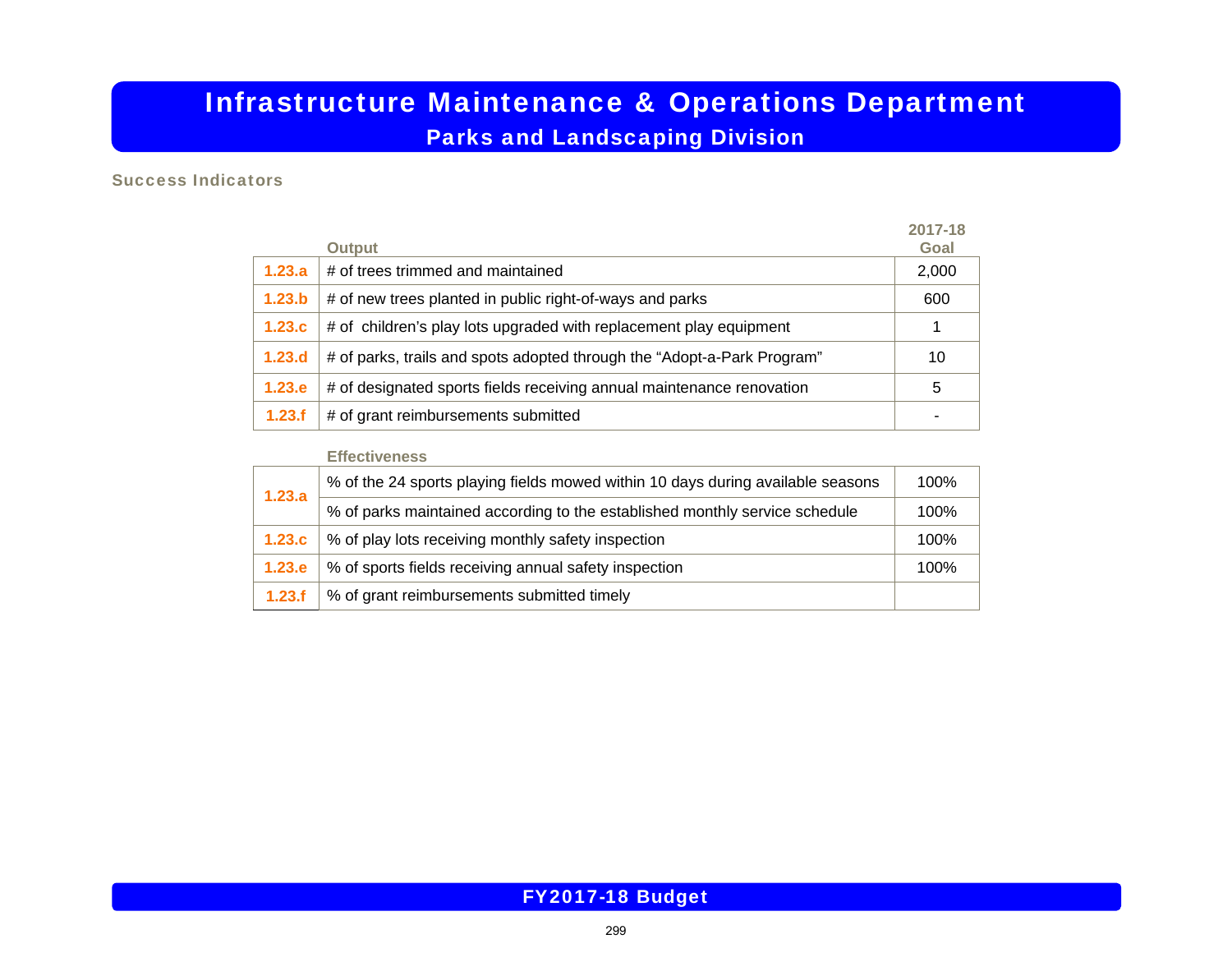# Infrastructure Maintenance & Operations Department

## Parks and Landscaping Division

### Success Indicators

| | Output | 2017-18 Goal |
|---|---|---|
| 1.23.a | # of trees trimmed and maintained | 2,000 |
| 1.23.b | # of new trees planted in public right-of-ways and parks | 600 |
| 1.23.c | # of children's play lots upgraded with replacement play equipment | 1 |
| 1.23.d | # of parks, trails and spots adopted through the "Adopt-a-Park Program" | 10 |
| 1.23.e | # of designated sports fields receiving annual maintenance renovation | 5 |
| 1.23.f | # of grant reimbursements submitted | - |

| | Effectiveness | |
|---|---|---|
| 1.23.a | % of the 24 sports playing fields mowed within 10 days during available seasons | 100% |
| | % of parks maintained according to the established monthly service schedule | 100% |
| 1.23.c | % of play lots receiving monthly safety inspection | 100% |
| 1.23.e | % of sports fields receiving annual safety inspection | 100% |
| 1.23.f | % of grant reimbursements submitted timely | |

FY2017-18 Budget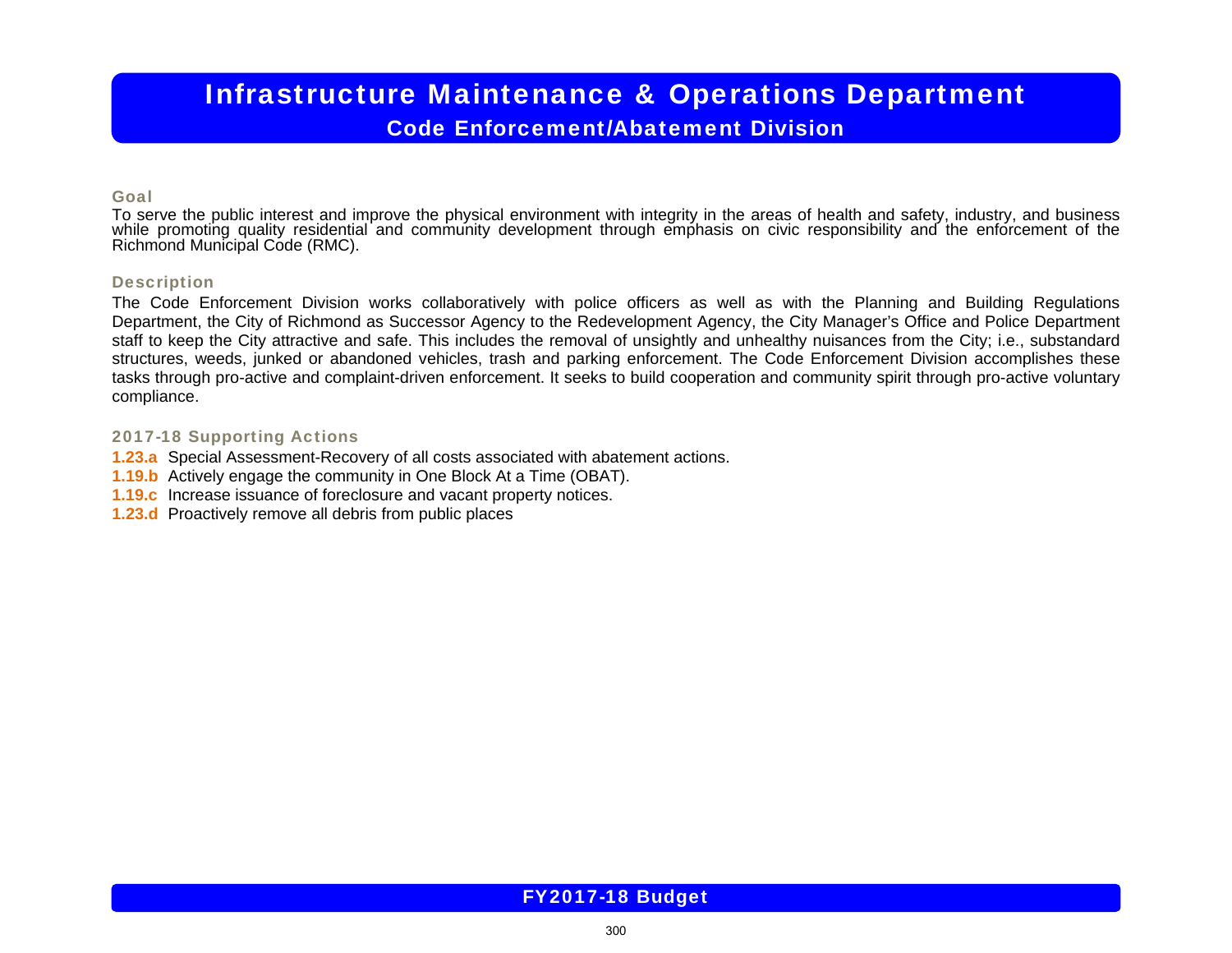# Infrastructure Maintenance & Operations Department

## Code Enforcement/Abatement Division

### Goal

To serve the public interest and improve the physical environment with integrity in the areas of health and safety, industry, and business while promoting quality residential and community development through emphasis on civic responsibility and the enforcement of the Richmond Municipal Code (RMC).

### Description

The Code Enforcement Division works collaboratively with police officers as well as with the Planning and Building Regulations Department, the City of Richmond as Successor Agency to the Redevelopment Agency, the City Manager's Office and Police Department staff to keep the City attractive and safe. This includes the removal of unsightly and unhealthy nuisances from the City; i.e., substandard structures, weeds, junked or abandoned vehicles, trash and parking enforcement. The Code Enforcement Division accomplishes these tasks through pro-active and complaint-driven enforcement. It seeks to build cooperation and community spirit through pro-active voluntary compliance.

### 2017-18 Supporting Actions

**1.23.a** Special Assessment-Recovery of all costs associated with abatement actions.

**1.19.b** Actively engage the community in One Block At a Time (OBAT).

**1.19.c** Increase issuance of foreclosure and vacant property notices.

**1.23.d** Proactively remove all debris from public places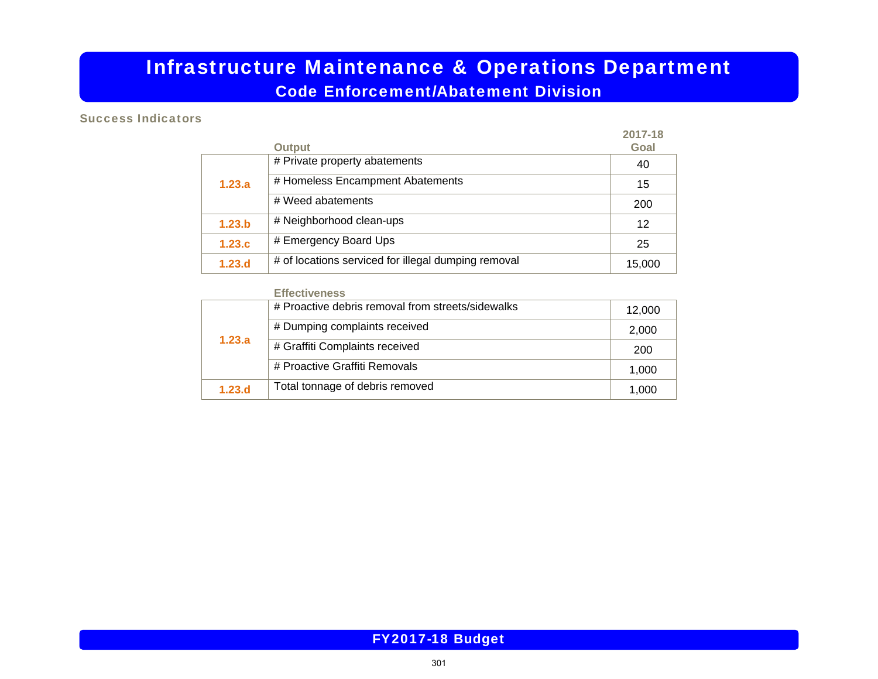# Infrastructure Maintenance & Operations Department

## Code Enforcement/Abatement Division

### Success Indicators

| | Output | 2017-18 Goal |
|---|---|---|
| 1.23.a | # Private property abatements | 40 |
| | # Homeless Encampment Abatements | 15 |
| | # Weed abatements | 200 |
| 1.23.b | # Neighborhood clean-ups | 12 |
| 1.23.c | # Emergency Board Ups | 25 |
| 1.23.d | # of locations serviced for illegal dumping removal | 15,000 |

| | Effectiveness | 2017-18 Goal |
|---|---|---|
| 1.23.a | # Proactive debris removal from streets/sidewalks | 12,000 |
| | # Dumping complaints received | 2,000 |
| | # Graffiti Complaints received | 200 |
| | # Proactive Graffiti Removals | 1,000 |
| 1.23.d | Total tonnage of debris removed | 1,000 |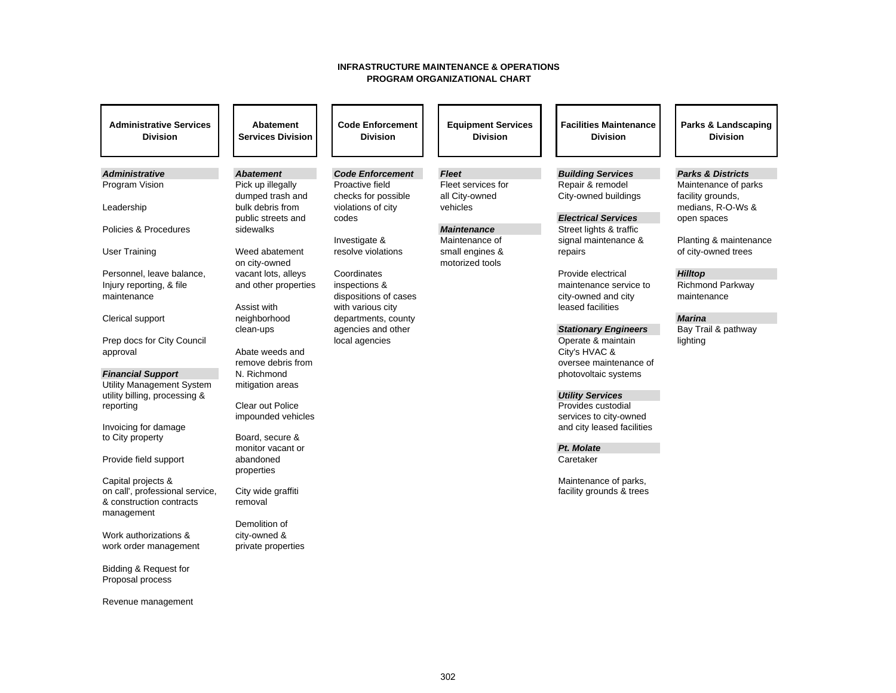# INFRASTRUCTURE MAINTENANCE & OPERATIONS
# PROGRAM ORGANIZATIONAL CHART

## Administrative Services Division

***Administrative***

- Program Vision
- Leadership
- Policies & Procedures
- User Training
- Personnel, leave balance, Injury reporting, & file maintenance
- Clerical support
- Prep docs for City Council approval

***Financial Support***

- Utility Management System utility billing, processing & reporting
- Invoicing for damage to City property
- Provide field support
- Capital projects & on call', professional service, & construction contracts management
- Work authorizations & work order management
- Bidding & Request for Proposal process
- Revenue management

## Abatement Services Division

***Abatement***

- Pick up illegally dumped trash and bulk debris from public streets and sidewalks
- Weed abatement on city-owned vacant lots, alleys and other properties
- Assist with neighborhood clean-ups
- Abate weeds and remove debris from N. Richmond mitigation areas
- Clear out Police impounded vehicles
- Board, secure & monitor vacant or abandoned properties
- City wide graffiti removal
- Demolition of city-owned & private properties

## Code Enforcement Division

***Code Enforcement***

- Proactive field checks for possible violations of city codes
- Investigate & resolve violations
- Coordinates inspections & dispositions of cases with various city departments, county agencies and other local agencies

## Equipment Services Division

***Fleet***

- Fleet services for all City-owned vehicles

***Maintenance***

- Maintenance of small engines & motorized tools

## Facilities Maintenance Division

***Building Services***

- Repair & remodel City-owned buildings

***Electrical Services***

- Street lights & traffic signal maintenance & repairs
- Provide electrical maintenance service to city-owned and city leased facilities

***Stationary Engineers***

- Operate & maintain City's HVAC & oversee maintenance of photovoltaic systems

***Utility Services***

- Provides custodial services to city-owned and city leased facilities

***Pt. Molate***

- Caretaker
- Maintenance of parks, facility grounds & trees

## Parks & Landscaping Division

***Parks & Districts***

- Maintenance of parks facility grounds, medians, R-O-Ws & open spaces
- Planting & maintenance of city-owned trees

***Hilltop***

- Richmond Parkway maintenance

***Marina***

- Bay Trail & pathway lighting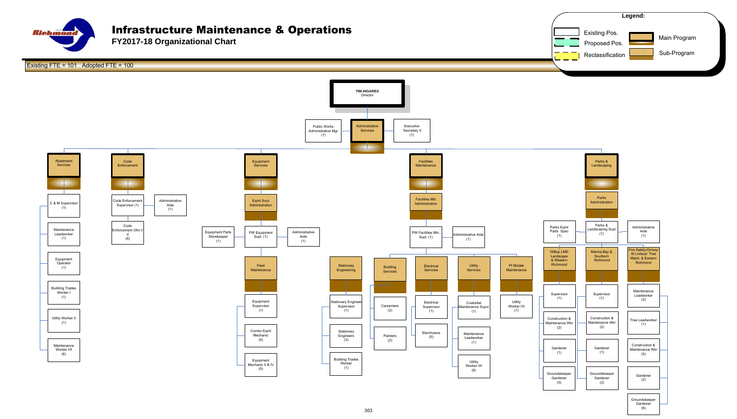# Infrastructure Maintenance & Operations

## FY2017-18 Organizational Chart

Existing FTE = 101 Adopted FTE = 100

**Legend:**
- Existing Pos.
- Proposed Pos.
- Reclassification
- Main Program
- Sub-Program

**TIM HIGARES**
Director

- **Administrative Services**
  - Public Works Administrative Mgr (1)
  - Executive Secretary II (1)

### Abatement Services
- C & M Supervisor (1)
- Maintenance Leadworker (1)
- Equipment Operator (1)
- Building Trades Worker I (1)
- Utility Worker II (1)
- Maintenance Worker I/II (6)

### Code Enforcement
- Code Enforcement Supervisor (1)
- Administrative Aide (1)
- Code Enforcement Ofcr I/II (6)

### Equipment Services
- **Eqmt Svcs Administration**
  - PW Equipment Supt. (1)
  - Equipment Parts Storekeeper (1)
  - Administrative Aide (1)
- **Fleet Maintenance**
  - Equipment Supervisor (1)
  - Combo Eqmt Mechanic (5)
  - Equipment Mechanic II & IV (5)

### Facilities Maintenance
- **Facilities Mtc Administration**
  - PW Facilities Mtc. Supt. (1)
  - Administrative Aide (1)
- **Stationary Engineering**
  - Stationary Engineer Supervisor (1)
  - Stationary Engineers (3)
  - Building Trades Worker (1)
- **Building Services**
  - Carpenters (2)
  - Painters (2)
- **Electrical Services**
  - Electrical Supervisor (1)
  - Electricians (5)
- **Utility Services**
  - Custodial Maintenance Supvr (1)
  - Maintenance Leadworker (1)
  - Utility Worker I/II (8)
- **Pt Molate Maintenance**
  - Utility Worker I/II (1)

### Parks & Landscaping
- **Parks Administration**
  - Parks & Landscaping Supt (1)
  - Parks Eqmt Parts Spec (1)
  - Administrative Aide (1)
- **Hilltop LMD Landscape & Western Richmond**
  - Supervisor (1)
  - Construction & Maintenance Wkr (2)
  - Gardener (1)
  - Groundskeeper Gardener (5)
- **Marina Bay & Southern Richmond**
  - Supervisor (1)
  - Construction & Maintenance Wkr (2)
  - Gardener (1)
  - Groundskeeper Gardener (3)
- **Fire Safety/Grnwy/ St Lndscp/ Tree Maint. & Eastern Richmond**
  - Maintenance Leadworker (3)
  - Tree Leadworker (1)
  - Construction & Maintenance Wkr (5)
  - Gardener (2)
  - Groundskeeper Gardener (6)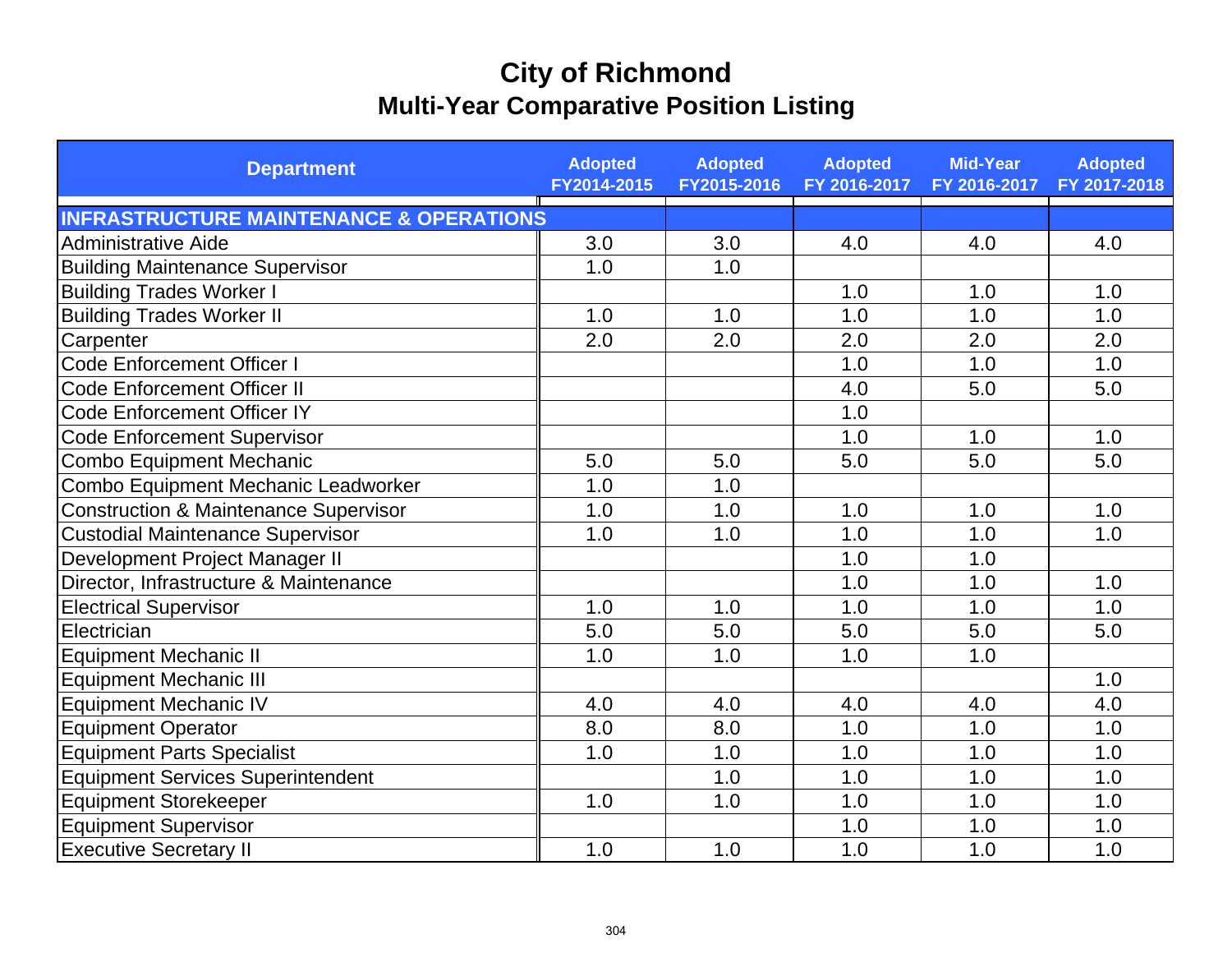# City of Richmond

## Multi-Year Comparative Position Listing

| Department | Adopted FY2014-2015 | Adopted FY2015-2016 | Adopted FY 2016-2017 | Mid-Year FY 2016-2017 | Adopted FY 2017-2018 |
|---|---|---|---|---|---|
| **INFRASTRUCTURE MAINTENANCE & OPERATIONS** | | | | | |
| Administrative Aide | 3.0 | 3.0 | 4.0 | 4.0 | 4.0 |
| Building Maintenance Supervisor | 1.0 | 1.0 | | | |
| Building Trades Worker I | | | 1.0 | 1.0 | 1.0 |
| Building Trades Worker II | 1.0 | 1.0 | 1.0 | 1.0 | 1.0 |
| Carpenter | 2.0 | 2.0 | 2.0 | 2.0 | 2.0 |
| Code Enforcement Officer I | | | 1.0 | 1.0 | 1.0 |
| Code Enforcement Officer II | | | 4.0 | 5.0 | 5.0 |
| Code Enforcement Officer IY | | | 1.0 | | |
| Code Enforcement Supervisor | | | 1.0 | 1.0 | 1.0 |
| Combo Equipment Mechanic | 5.0 | 5.0 | 5.0 | 5.0 | 5.0 |
| Combo Equipment Mechanic Leadworker | 1.0 | 1.0 | | | |
| Construction & Maintenance Supervisor | 1.0 | 1.0 | 1.0 | 1.0 | 1.0 |
| Custodial Maintenance Supervisor | 1.0 | 1.0 | 1.0 | 1.0 | 1.0 |
| Development Project Manager II | | | 1.0 | 1.0 | |
| Director, Infrastructure & Maintenance | | | 1.0 | 1.0 | 1.0 |
| Electrical Supervisor | 1.0 | 1.0 | 1.0 | 1.0 | 1.0 |
| Electrician | 5.0 | 5.0 | 5.0 | 5.0 | 5.0 |
| Equipment Mechanic II | 1.0 | 1.0 | 1.0 | 1.0 | |
| Equipment Mechanic III | | | | | 1.0 |
| Equipment Mechanic IV | 4.0 | 4.0 | 4.0 | 4.0 | 4.0 |
| Equipment Operator | 8.0 | 8.0 | 1.0 | 1.0 | 1.0 |
| Equipment Parts Specialist | 1.0 | 1.0 | 1.0 | 1.0 | 1.0 |
| Equipment Services Superintendent | | 1.0 | 1.0 | 1.0 | 1.0 |
| Equipment Storekeeper | 1.0 | 1.0 | 1.0 | 1.0 | 1.0 |
| Equipment Supervisor | | | 1.0 | 1.0 | 1.0 |
| Executive Secretary II | 1.0 | 1.0 | 1.0 | 1.0 | 1.0 |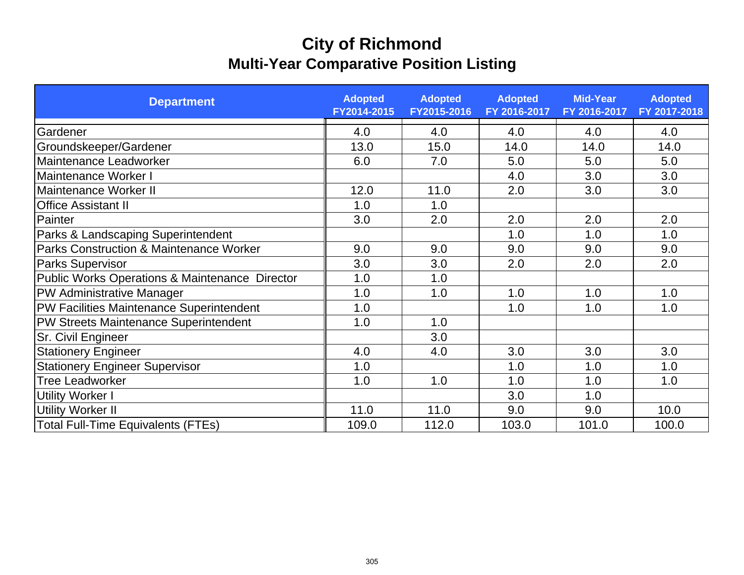# City of Richmond
## Multi-Year Comparative Position Listing

| Department | Adopted FY2014-2015 | Adopted FY2015-2016 | Adopted FY 2016-2017 | Mid-Year FY 2016-2017 | Adopted FY 2017-2018 |
|---|---|---|---|---|---|
| Gardener | 4.0 | 4.0 | 4.0 | 4.0 | 4.0 |
| Groundskeeper/Gardener | 13.0 | 15.0 | 14.0 | 14.0 | 14.0 |
| Maintenance Leadworker | 6.0 | 7.0 | 5.0 | 5.0 | 5.0 |
| Maintenance Worker I | | | 4.0 | 3.0 | 3.0 |
| Maintenance Worker II | 12.0 | 11.0 | 2.0 | 3.0 | 3.0 |
| Office Assistant II | 1.0 | 1.0 | | | |
| Painter | 3.0 | 2.0 | 2.0 | 2.0 | 2.0 |
| Parks & Landscaping Superintendent | | | 1.0 | 1.0 | 1.0 |
| Parks Construction & Maintenance Worker | 9.0 | 9.0 | 9.0 | 9.0 | 9.0 |
| Parks Supervisor | 3.0 | 3.0 | 2.0 | 2.0 | 2.0 |
| Public Works Operations & Maintenance Director | 1.0 | 1.0 | | | |
| PW Administrative Manager | 1.0 | 1.0 | 1.0 | 1.0 | 1.0 |
| PW Facilities Maintenance Superintendent | 1.0 | | 1.0 | 1.0 | 1.0 |
| PW Streets Maintenance Superintendent | 1.0 | 1.0 | | | |
| Sr. Civil Engineer | | 3.0 | | | |
| Stationery Engineer | 4.0 | 4.0 | 3.0 | 3.0 | 3.0 |
| Stationery Engineer Supervisor | 1.0 | | 1.0 | 1.0 | 1.0 |
| Tree Leadworker | 1.0 | 1.0 | 1.0 | 1.0 | 1.0 |
| Utility Worker I | | | 3.0 | 1.0 | |
| Utility Worker II | 11.0 | 11.0 | 9.0 | 9.0 | 10.0 |
| Total Full-Time Equivalents (FTEs) | 109.0 | 112.0 | 103.0 | 101.0 | 100.0 |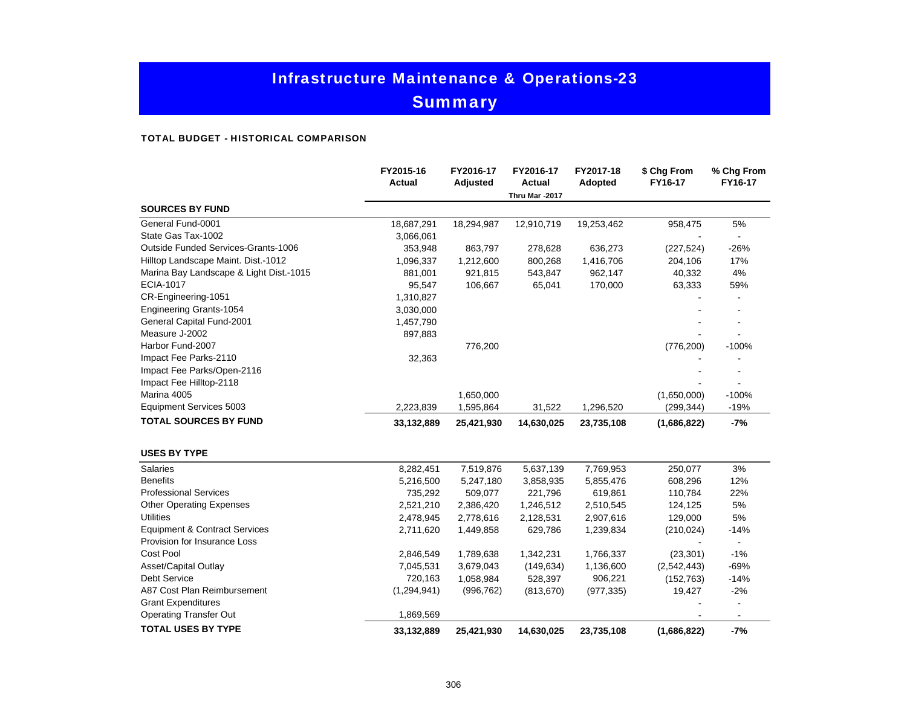# Infrastructure Maintenance & Operations-23

## Summary

### TOTAL BUDGET - HISTORICAL COMPARISON

| | FY2015-16 Actual | FY2016-17 Adjusted | FY2016-17 Actual Thru Mar -2017 | FY2017-18 Adopted | $ Chg From FY16-17 | % Chg From FY16-17 |
|---|---|---|---|---|---|---|
| **SOURCES BY FUND** | | | | | | |
| General Fund-0001 | 18,687,291 | 18,294,987 | 12,910,719 | 19,253,462 | 958,475 | 5% |
| State Gas Tax-1002 | 3,066,061 | | | | - | - |
| Outside Funded Services-Grants-1006 | 353,948 | 863,797 | 278,628 | 636,273 | (227,524) | -26% |
| Hilltop Landscape Maint. Dist.-1012 | 1,096,337 | 1,212,600 | 800,268 | 1,416,706 | 204,106 | 17% |
| Marina Bay Landscape & Light Dist.-1015 | 881,001 | 921,815 | 543,847 | 962,147 | 40,332 | 4% |
| ECIA-1017 | 95,547 | 106,667 | 65,041 | 170,000 | 63,333 | 59% |
| CR-Engineering-1051 | 1,310,827 | | | | - | - |
| Engineering Grants-1054 | 3,030,000 | | | | - | - |
| General Capital Fund-2001 | 1,457,790 | | | | - | - |
| Measure J-2002 | 897,883 | | | | - | - |
| Harbor Fund-2007 | | 776,200 | | | (776,200) | -100% |
| Impact Fee Parks-2110 | 32,363 | | | | - | - |
| Impact Fee Parks/Open-2116 | | | | | - | - |
| Impact Fee Hilltop-2118 | | | | | - | - |
| Marina 4005 | | 1,650,000 | | | (1,650,000) | -100% |
| Equipment Services 5003 | 2,223,839 | 1,595,864 | 31,522 | 1,296,520 | (299,344) | -19% |
| **TOTAL SOURCES BY FUND** | **33,132,889** | **25,421,930** | **14,630,025** | **23,735,108** | **(1,686,822)** | **-7%** |
| | | | | | | |
| **USES BY TYPE** | | | | | | |
| Salaries | 8,282,451 | 7,519,876 | 5,637,139 | 7,769,953 | 250,077 | 3% |
| Benefits | 5,216,500 | 5,247,180 | 3,858,935 | 5,855,476 | 608,296 | 12% |
| Professional Services | 735,292 | 509,077 | 221,796 | 619,861 | 110,784 | 22% |
| Other Operating Expenses | 2,521,210 | 2,386,420 | 1,246,512 | 2,510,545 | 124,125 | 5% |
| Utilities | 2,478,945 | 2,778,616 | 2,128,531 | 2,907,616 | 129,000 | 5% |
| Equipment & Contract Services | 2,711,620 | 1,449,858 | 629,786 | 1,239,834 | (210,024) | -14% |
| Provision for Insurance Loss | | | | | - | - |
| Cost Pool | 2,846,549 | 1,789,638 | 1,342,231 | 1,766,337 | (23,301) | -1% |
| Asset/Capital Outlay | 7,045,531 | 3,679,043 | (149,634) | 1,136,600 | (2,542,443) | -69% |
| Debt Service | 720,163 | 1,058,984 | 528,397 | 906,221 | (152,763) | -14% |
| A87 Cost Plan Reimbursement | (1,294,941) | (996,762) | (813,670) | (977,335) | 19,427 | -2% |
| Grant Expenditures | | | | | - | - |
| Operating Transfer Out | 1,869,569 | | | | - | - |
| **TOTAL USES BY TYPE** | **33,132,889** | **25,421,930** | **14,630,025** | **23,735,108** | **(1,686,822)** | **-7%** |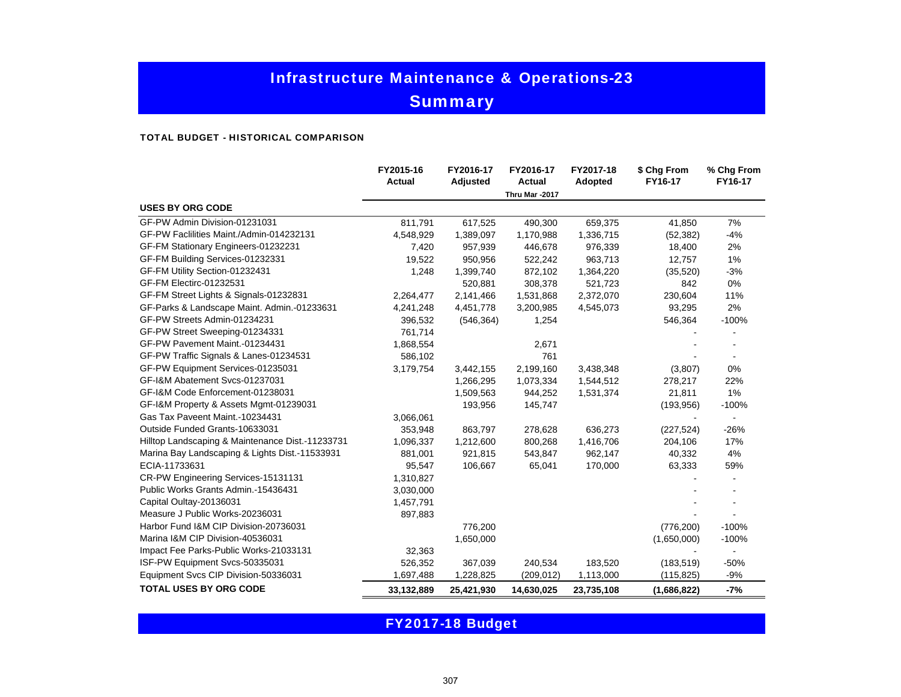# Infrastructure Maintenance & Operations-23

## Summary

**TOTAL BUDGET - HISTORICAL COMPARISON**

| | FY2015-16 Actual | FY2016-17 Adjusted | FY2016-17 Actual Thru Mar -2017 | FY2017-18 Adopted | $ Chg From FY16-17 | % Chg From FY16-17 |
|---|---|---|---|---|---|---|
| **USES BY ORG CODE** | | | | | | |
| GF-PW Admin Division-01231031 | 811,791 | 617,525 | 490,300 | 659,375 | 41,850 | 7% |
| GF-PW Faclilities Maint./Admin-014232131 | 4,548,929 | 1,389,097 | 1,170,988 | 1,336,715 | (52,382) | -4% |
| GF-FM Stationary Engineers-01232231 | 7,420 | 957,939 | 446,678 | 976,339 | 18,400 | 2% |
| GF-FM Building Services-01232331 | 19,522 | 950,956 | 522,242 | 963,713 | 12,757 | 1% |
| GF-FM Utility Section-01232431 | 1,248 | 1,399,740 | 872,102 | 1,364,220 | (35,520) | -3% |
| GF-FM Electirc-01232531 | | 520,881 | 308,378 | 521,723 | 842 | 0% |
| GF-FM Street Lights & Signals-01232831 | 2,264,477 | 2,141,466 | 1,531,868 | 2,372,070 | 230,604 | 11% |
| GF-Parks & Landscape Maint. Admin.-01233631 | 4,241,248 | 4,451,778 | 3,200,985 | 4,545,073 | 93,295 | 2% |
| GF-PW Streets Admin-01234231 | 396,532 | (546,364) | 1,254 | | 546,364 | -100% |
| GF-PW Street Sweeping-01234331 | 761,714 | | | | - | - |
| GF-PW Pavement Maint.-01234431 | 1,868,554 | | 2,671 | | - | - |
| GF-PW Traffic Signals & Lanes-01234531 | 586,102 | | 761 | | - | - |
| GF-PW Equipment Services-01235031 | 3,179,754 | 3,442,155 | 2,199,160 | 3,438,348 | (3,807) | 0% |
| GF-I&M Abatement Svcs-01237031 | | 1,266,295 | 1,073,334 | 1,544,512 | 278,217 | 22% |
| GF-I&M Code Enforcement-01238031 | | 1,509,563 | 944,252 | 1,531,374 | 21,811 | 1% |
| GF-I&M Property & Assets Mgmt-01239031 | | 193,956 | 145,747 | | (193,956) | -100% |
| Gas Tax Paveent Maint.-10234431 | 3,066,061 | | | | - | - |
| Outside Funded Grants-10633031 | 353,948 | 863,797 | 278,628 | 636,273 | (227,524) | -26% |
| Hilltop Landscaping & Maintenance Dist.-11233731 | 1,096,337 | 1,212,600 | 800,268 | 1,416,706 | 204,106 | 17% |
| Marina Bay Landscaping & Lights Dist.-11533931 | 881,001 | 921,815 | 543,847 | 962,147 | 40,332 | 4% |
| ECIA-11733631 | 95,547 | 106,667 | 65,041 | 170,000 | 63,333 | 59% |
| CR-PW Engineering Services-15131131 | 1,310,827 | | | | - | - |
| Public Works Grants Admin.-15436431 | 3,030,000 | | | | - | - |
| Capital Oultay-20136031 | 1,457,791 | | | | - | - |
| Measure J Public Works-20236031 | 897,883 | | | | - | - |
| Harbor Fund I&M CIP Division-20736031 | | 776,200 | | | (776,200) | -100% |
| Marina I&M CIP Division-40536031 | | 1,650,000 | | | (1,650,000) | -100% |
| Impact Fee Parks-Public Works-21033131 | 32,363 | | | | - | - |
| ISF-PW Equipment Svcs-50335031 | 526,352 | 367,039 | 240,534 | 183,520 | (183,519) | -50% |
| Equipment Svcs CIP Division-50336031 | 1,697,488 | 1,228,825 | (209,012) | 1,113,000 | (115,825) | -9% |
| **TOTAL USES BY ORG CODE** | **33,132,889** | **25,421,930** | **14,630,025** | **23,735,108** | **(1,686,822)** | **-7%** |

## FY2017-18 Budget